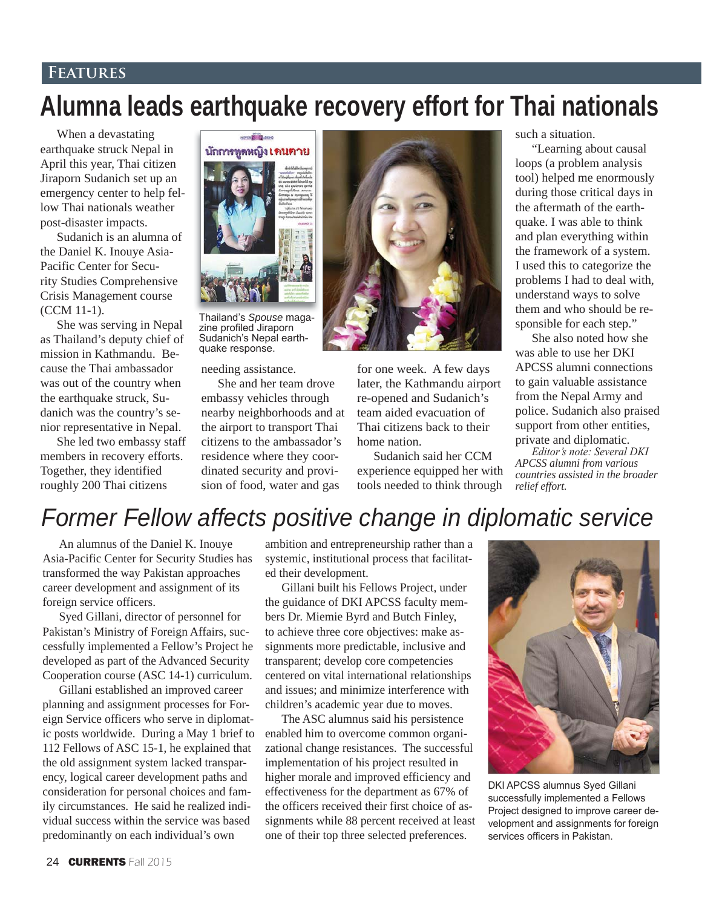# FEATURES

## Alumna leads earthquake recovery effort for Thai nationals

When a devastating earthquake struck Nepal in April this year, Thai citizen Jiraporn Sudanich set up an emergency center to help fellow Thai nationals weather post-disaster impacts.

Sudanich is an alumna of the Daniel K. Inouye Asia-Pacific Center for Security Studies Comprehensive Crisis Management course (CCM 11-1).

She was serving in Nepal as Thailand's deputy chief of mission in Kathmandu. Because the Thai ambassador was out of the country when the earthquake struck, Sudanich was the country's senior representative in Nepal.

She led two embassy staff members in recovery efforts. Together, they identified roughly 200 Thai citizens needing assistance.

Thailand's *Spouse* magazine profiled Jiraporn Sudanich's Nepal earthquake response.

She and her team drove embassy vehicles through nearby neighborhoods and at the airport to transport Thai citizens to the ambassador's residence where they coordinated security and provision of food, water and gas for one week. A few days later, the Kathmandu airport re-opened and Sudanich's team aided evacuation of Thai citizens back to their home nation.

Sudanich said her CCM experience equipped her with tools needed to think through such a situation.

"Learning about causal loops (a problem analysis tool) helped me enormously during those critical days in the aftermath of the earthquake. I was able to think and plan everything within the framework of a system. I used this to categorize the problems I had to deal with, understand ways to solve them and who should be responsible for each step."

She also noted how she was able to use her DKI APCSS alumni connections to gain valuable assistance from the Nepal Army and police. Sudanich also praised support from other entities, private and diplomatic.

*Editor's note: Several DKI APCSS alumni from various countries assisted in the broader relief effort.*

## *Former Fellow affects positive change in diplomatic service*

An alumnus of the Daniel K. Inouye Asia-Pacific Center for Security Studies has transformed the way Pakistan approaches career development and assignment of its foreign service officers.

Syed Gillani, director of personnel for Pakistan's Ministry of Foreign Affairs, successfully implemented a Fellow's Project he developed as part of the Advanced Security Cooperation course (ASC 14-1) curriculum.

Gillani established an improved career planning and assignment processes for Foreign Service officers who serve in diplomatic posts worldwide. During a May 1 brief to 112 Fellows of ASC 15-1, he explained that the old assignment system lacked transparency, logical career development paths and consideration for personal choices and family circumstances. He said he realized individual success within the service was based predominantly on each individual's own ambition and entrepreneurship rather than a systemic, institutional process that facilitated their development.

Gillani built his Fellows Project, under the guidance of DKI APCSS faculty members Dr. Miemie Byrd and Butch Finley, to achieve three core objectives: make assignments more predictable, inclusive and transparent; develop core competencies centered on vital international relationships and issues; and minimize interference with children's academic year due to moves.

The ASC alumnus said his persistence enabled him to overcome common organizational change resistances. The successful implementation of his project resulted in higher morale and improved efficiency and effectiveness for the department as 67% of the officers received their first choice of assignments while 88 percent received at least one of their top three selected preferences.

DKI APCSS alumnus Syed Gillani successfully implemented a Fellows Project designed to improve career development and assignments for foreign services officers in Pakistan.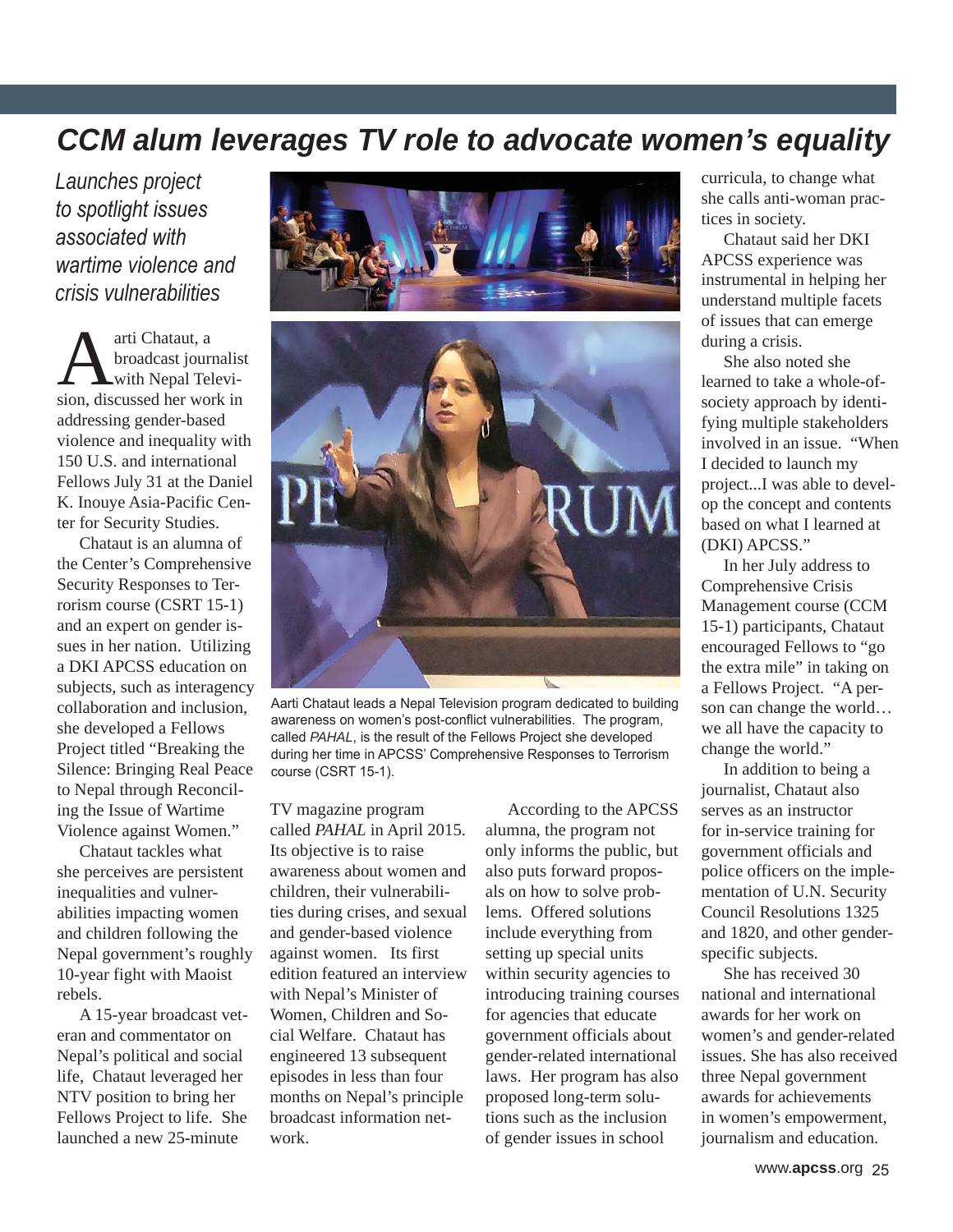# CCM alum leverages TV role to advocate women's equality

*Launches project to spotlight issues associated with wartime violence and crisis vulnerabilities*

Aarti Chataut, a broadcast journalist with Nepal Television, discussed her work in addressing gender-based violence and inequality with 150 U.S. and international Fellows July 31 at the Daniel K. Inouye Asia-Pacific Center for Security Studies.

Chataut is an alumna of the Center's Comprehensive Security Responses to Terrorism course (CSRT 15-1) and an expert on gender issues in her nation. Utilizing a DKI APCSS education on subjects, such as interagency collaboration and inclusion, she developed a Fellows Project titled "Breaking the Silence: Bringing Real Peace to Nepal through Reconciling the Issue of Wartime Violence against Women."

Chataut tackles what she perceives are persistent inequalities and vulnerabilities impacting women and children following the Nepal government's roughly 10-year fight with Maoist rebels.

A 15-year broadcast veteran and commentator on Nepal's political and social life, Chataut leveraged her NTV position to bring her Fellows Project to life. She launched a new 25-minute TV magazine program called *PAHAL* in April 2015. Its objective is to raise awareness about women and children, their vulnerabilities during crises, and sexual and gender-based violence against women. Its first edition featured an interview with Nepal's Minister of Women, Children and Social Welfare. Chataut has engineered 13 subsequent episodes in less than four months on Nepal's principle broadcast information network.

According to the APCSS alumna, the program not only informs the public, but also puts forward proposals on how to solve problems. Offered solutions include everything from setting up special units within security agencies to introducing training courses for agencies that educate government officials about gender-related international laws. Her program has also proposed long-term solutions such as the inclusion of gender issues in school curricula, to change what she calls anti-woman practices in society.

Aarti Chataut leads a Nepal Television program dedicated to building awareness on women's post-conflict vulnerabilities. The program, called *PAHAL*, is the result of the Fellows Project she developed during her time in APCSS' Comprehensive Responses to Terrorism course (CSRT 15-1).

Chataut said her DKI APCSS experience was instrumental in helping her understand multiple facets of issues that can emerge during a crisis.

She also noted she learned to take a whole-of-society approach by identifying multiple stakeholders involved in an issue. "When I decided to launch my project...I was able to develop the concept and contents based on what I learned at (DKI) APCSS."

In her July address to Comprehensive Crisis Management course (CCM 15-1) participants, Chataut encouraged Fellows to "go the extra mile" in taking on a Fellows Project. "A person can change the world… we all have the capacity to change the world."

In addition to being a journalist, Chataut also serves as an instructor for in-service training for government officials and police officers on the implementation of U.N. Security Council Resolutions 1325 and 1820, and other gender-specific subjects.

She has received 30 national and international awards for her work on women's and gender-related issues. She has also received three Nepal government awards for achievements in women's empowerment, journalism and education.